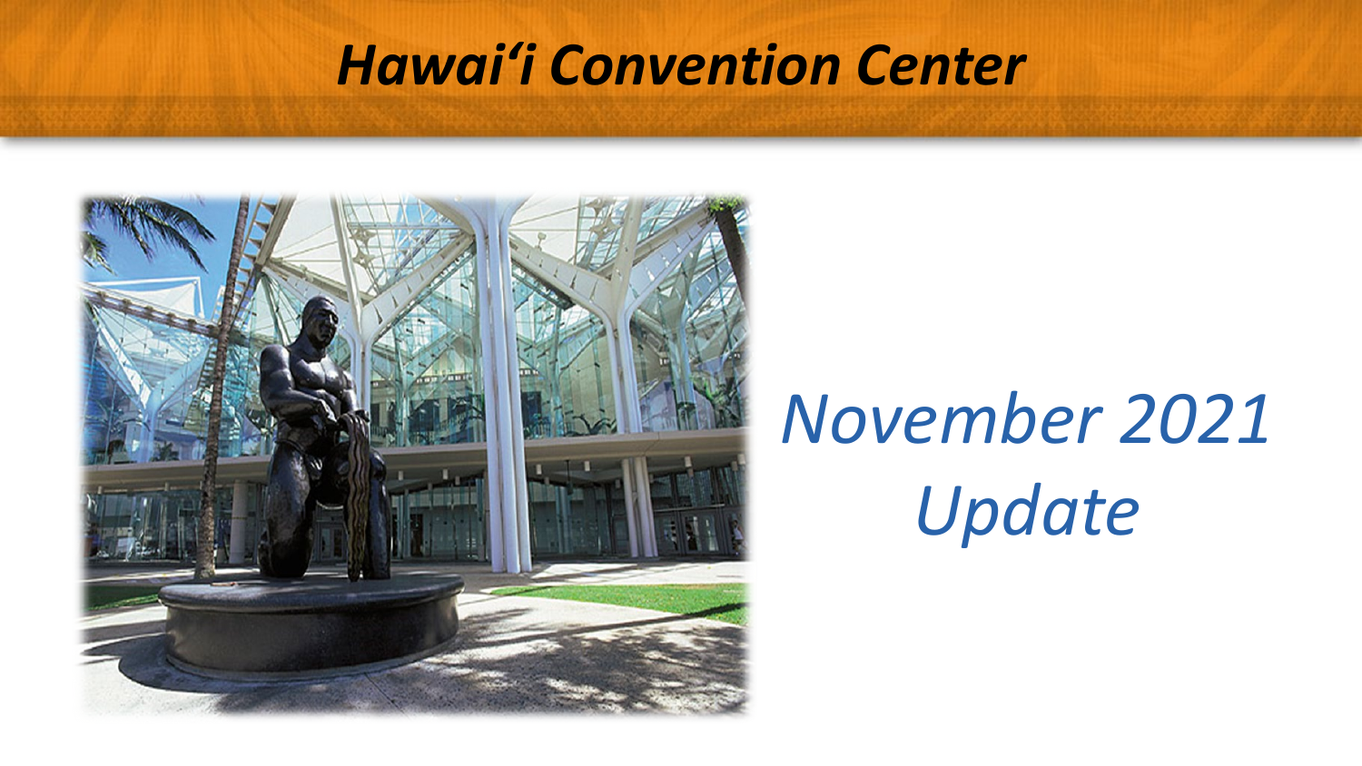# *Hawai'i Convention Center*

*November 2021 Update*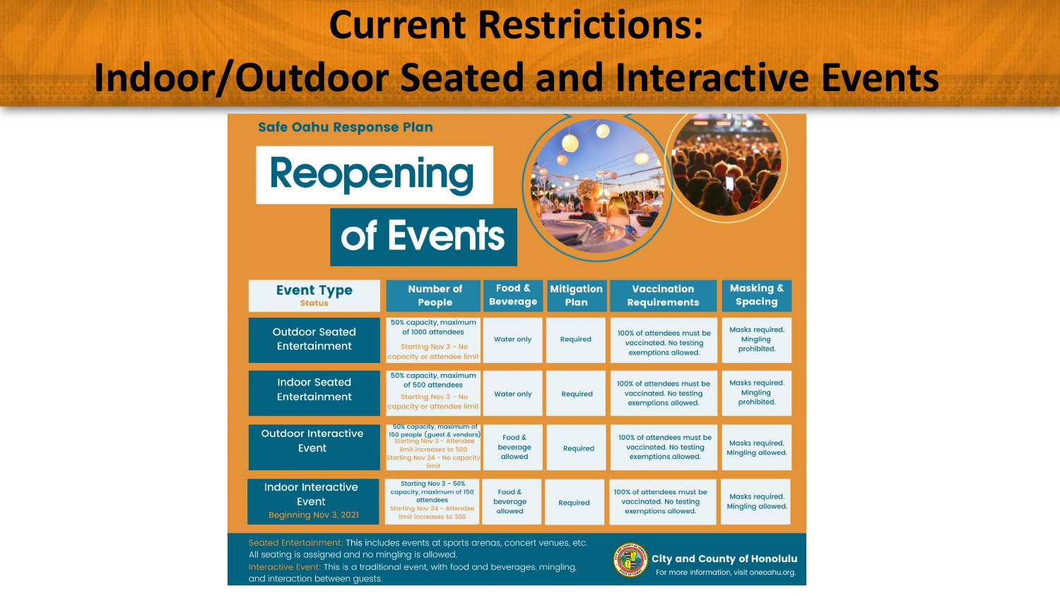# Current Restrictions: Indoor/Outdoor Seated and Interactive Events

Safe Oahu Response Plan

## Reopening of Events

| Event Type *Status* | Number of People | Food & Beverage | Mitigation Plan | Vaccination Requirements | Masking & Spacing |
|---|---|---|---|---|---|
| Outdoor Seated Entertainment | 50% capacity, maximum of 1000 attendees. Starting Nov 3 - No capacity or attendee limit | Water only | Required | 100% of attendees must be vaccinated. No testing exemptions allowed. | Masks required. Mingling prohibited. |
| Indoor Seated Entertainment | 50% capacity, maximum of 500 attendees. Starting Nov 3 - No capacity or attendee limit | Water only | Required | 100% of attendees must be vaccinated. No testing exemptions allowed. | Masks required. Mingling prohibited. |
| Outdoor Interactive Event | 50% capacity, maximum of 150 people (guest & vendors). Starting Nov 3 - Attendee limit increases to 500. Starting Nov 24 - No capacity limit | Food & beverage allowed | Required | 100% of attendees must be vaccinated. No testing exemptions allowed. | Masks required. Mingling allowed. |
| Indoor Interactive Event *Beginning Nov 3, 2021* | Starting Nov 3 - 50% capacity, maximum of 150 attendees. Starting Nov 24 - Attendee limit increases to 300 | Food & beverage allowed | Required | 100% of attendees must be vaccinated. No testing exemptions allowed. | Masks required. Mingling allowed. |

Seated Entertainment: This includes events at sports arenas, concert venues, etc. All seating is assigned and no mingling is allowed.

Interactive Event: This is a traditional event, with food and beverages, mingling, and interaction between guests.

City and County of Honolulu

For more information, visit oneoahu.org.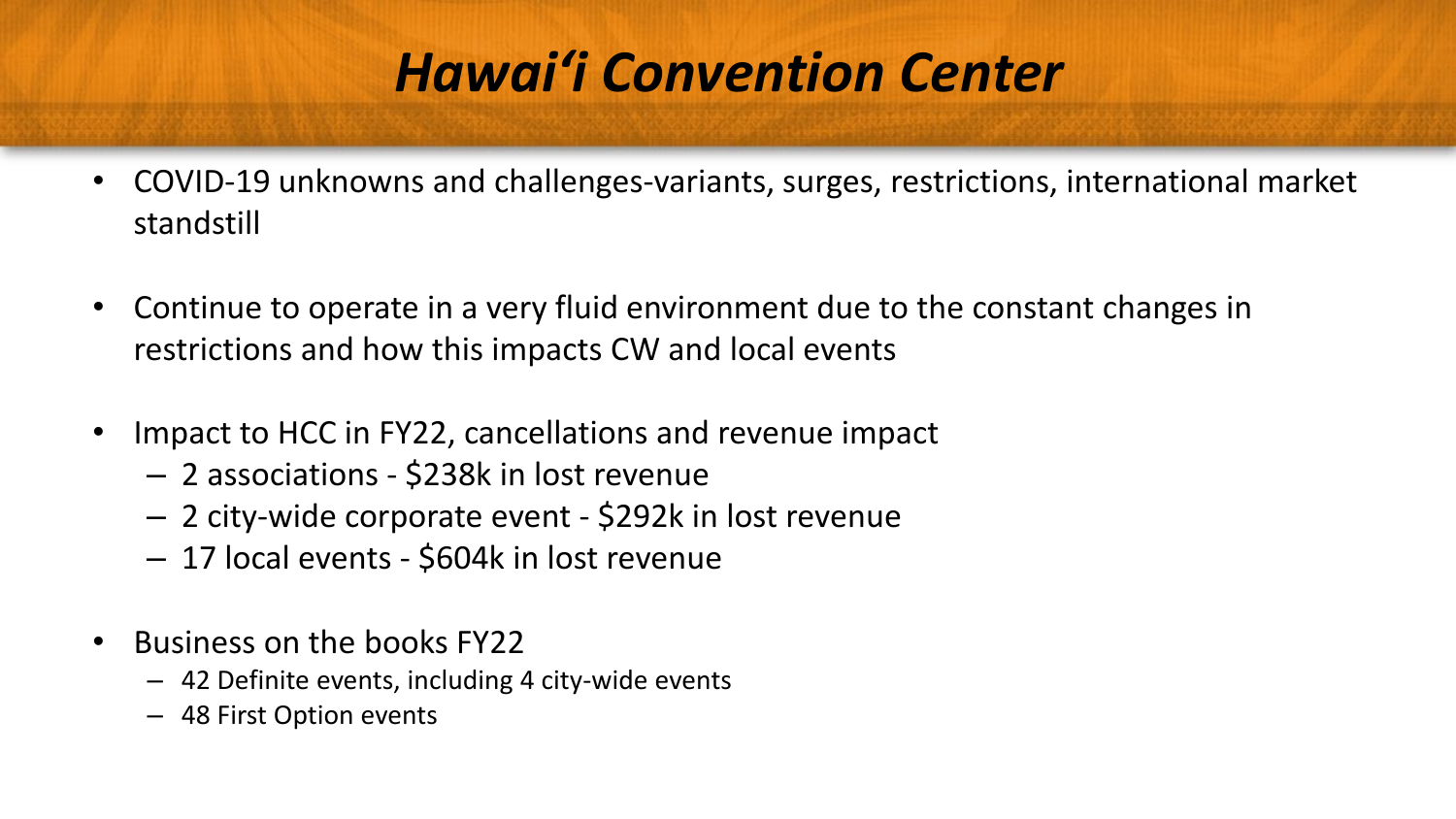# *Hawai'i Convention Center*

- COVID-19 unknowns and challenges-variants, surges, restrictions, international market standstill
- Continue to operate in a very fluid environment due to the constant changes in restrictions and how this impacts CW and local events
- Impact to HCC in FY22, cancellations and revenue impact
  - 2 associations - $238k in lost revenue
  - 2 city-wide corporate event - $292k in lost revenue
  - 17 local events - $604k in lost revenue
- Business on the books FY22
  - 42 Definite events, including 4 city-wide events
  - 48 First Option events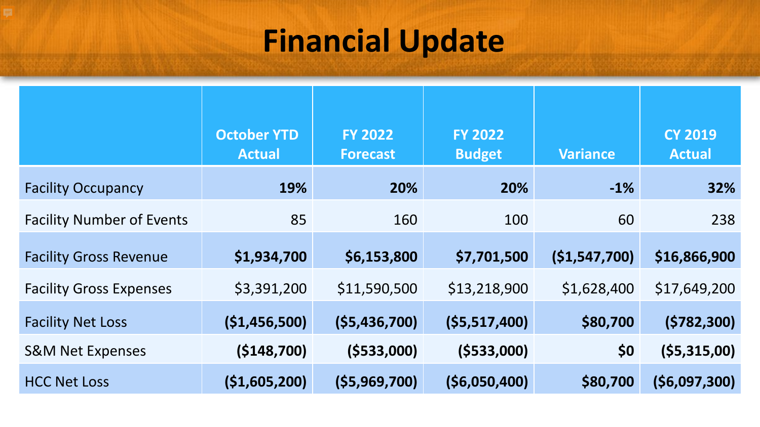# Financial Update

| | October YTD Actual | FY 2022 Forecast | FY 2022 Budget | Variance | CY 2019 Actual |
|---|---|---|---|---|---|
| Facility Occupancy | **19%** | **20%** | **20%** | **-1%** | **32%** |
| Facility Number of Events | 85 | 160 | 100 | 60 | 238 |
| Facility Gross Revenue | **$1,934,700** | **$6,153,800** | **$7,701,500** | **($1,547,700)** | **$16,866,900** |
| Facility Gross Expenses | $3,391,200 | $11,590,500 | $13,218,900 | $1,628,400 | $17,649,200 |
| Facility Net Loss | **($1,456,500)** | **($5,436,700)** | **($5,517,400)** | **$80,700** | **($782,300)** |
| S&M Net Expenses | **($148,700)** | **($533,000)** | **($533,000)** | **$0** | **($5,315,00)** |
| HCC Net Loss | **($1,605,200)** | **($5,969,700)** | **($6,050,400)** | **$80,700** | **($6,097,300)** |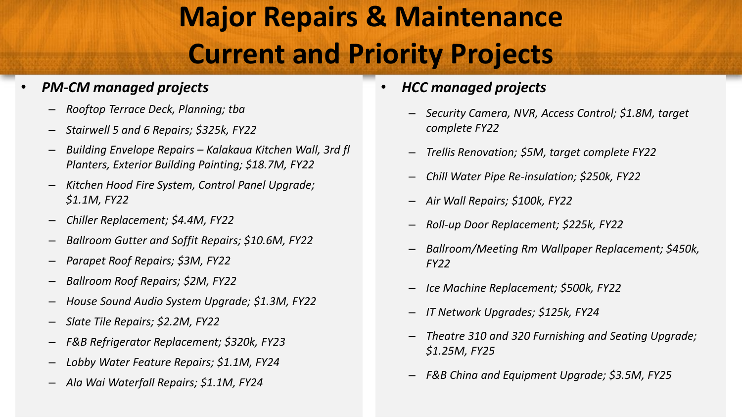# Major Repairs & Maintenance Current and Priority Projects

- ***PM-CM managed projects***
  - *Rooftop Terrace Deck, Planning; tba*
  - *Stairwell 5 and 6 Repairs; $325k, FY22*
  - *Building Envelope Repairs – Kalakaua Kitchen Wall, 3rd fl Planters, Exterior Building Painting; $18.7M, FY22*
  - *Kitchen Hood Fire System, Control Panel Upgrade; $1.1M, FY22*
  - *Chiller Replacement; $4.4M, FY22*
  - *Ballroom Gutter and Soffit Repairs; $10.6M, FY22*
  - *Parapet Roof Repairs; $3M, FY22*
  - *Ballroom Roof Repairs; $2M, FY22*
  - *House Sound Audio System Upgrade; $1.3M, FY22*
  - *Slate Tile Repairs; $2.2M, FY22*
  - *F&B Refrigerator Replacement; $320k, FY23*
  - *Lobby Water Feature Repairs; $1.1M, FY24*
  - *Ala Wai Waterfall Repairs; $1.1M, FY24*

- ***HCC managed projects***
  - *Security Camera, NVR, Access Control; $1.8M, target complete FY22*
  - *Trellis Renovation; $5M, target complete FY22*
  - *Chill Water Pipe Re-insulation; $250k, FY22*
  - *Air Wall Repairs; $100k, FY22*
  - *Roll-up Door Replacement; $225k, FY22*
  - *Ballroom/Meeting Rm Wallpaper Replacement; $450k, FY22*
  - *Ice Machine Replacement; $500k, FY22*
  - *IT Network Upgrades; $125k, FY24*
  - *Theatre 310 and 320 Furnishing and Seating Upgrade; $1.25M, FY25*
  - *F&B China and Equipment Upgrade; $3.5M, FY25*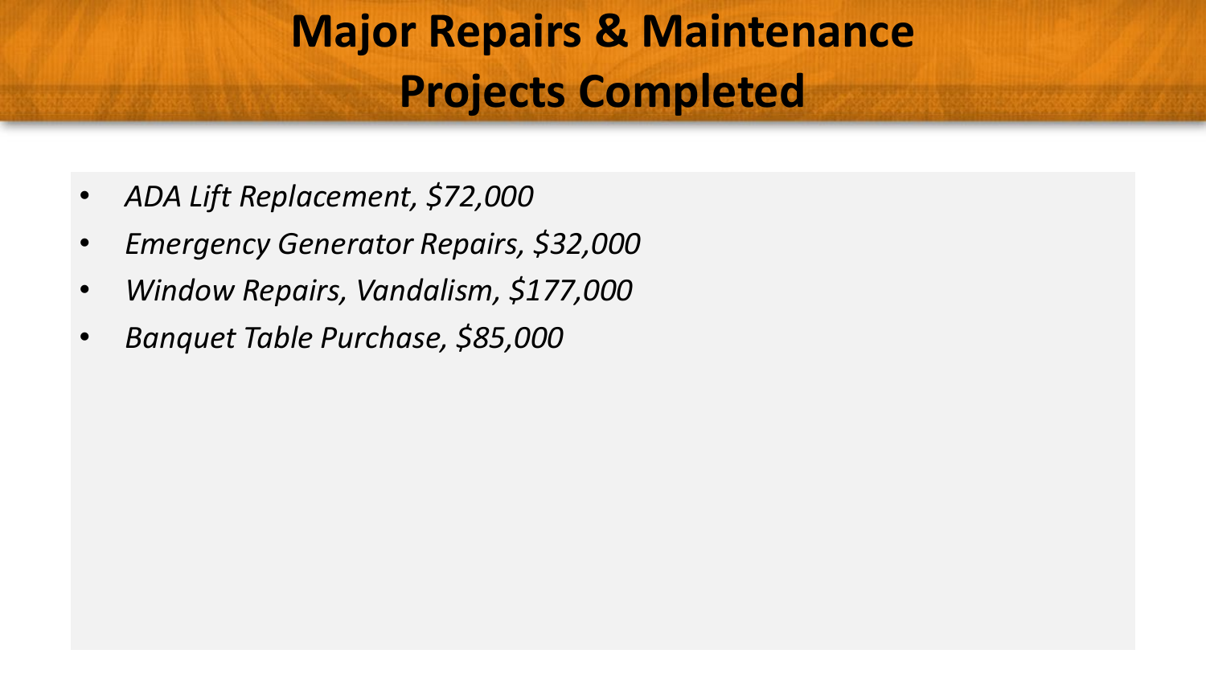# Major Repairs & Maintenance Projects Completed

- *ADA Lift Replacement, $72,000*
- *Emergency Generator Repairs, $32,000*
- *Window Repairs, Vandalism, $177,000*
- *Banquet Table Purchase, $85,000*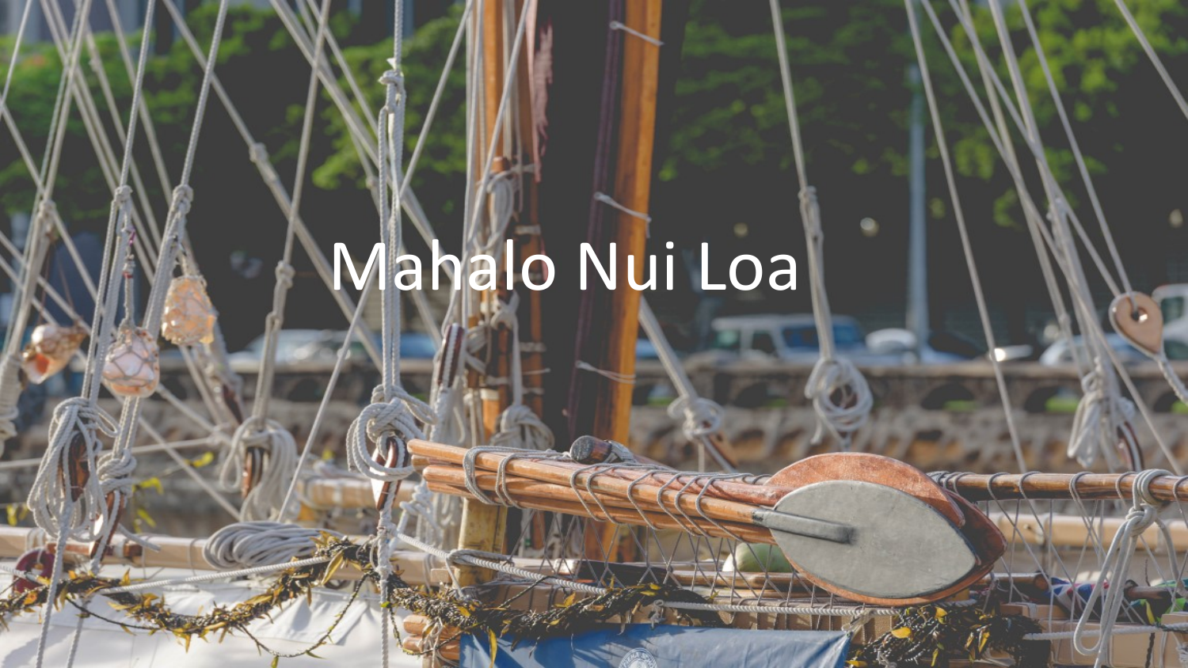# Mahalo Nui Loa